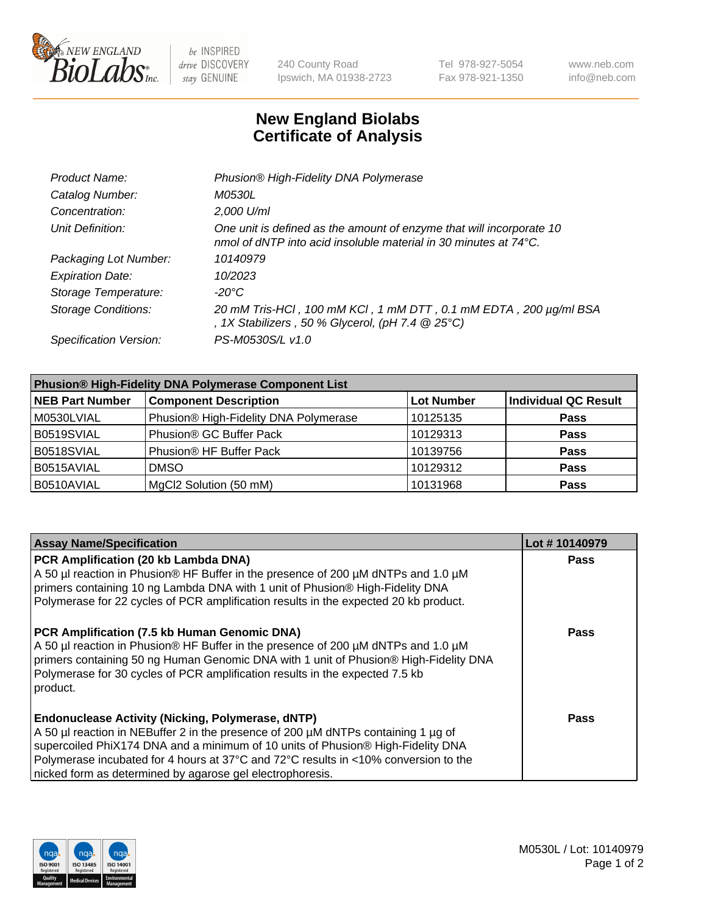# New England Biolabs
# Certificate of Analysis

| | |
|---|---|
| *Product Name:* | *Phusion® High-Fidelity DNA Polymerase* |
| *Catalog Number:* | *M0530L* |
| *Concentration:* | *2,000 U/ml* |
| *Unit Definition:* | *One unit is defined as the amount of enzyme that will incorporate 10 nmol of dNTP into acid insoluble material in 30 minutes at 74°C.* |
| *Packaging Lot Number:* | *10140979* |
| *Expiration Date:* | *10/2023* |
| *Storage Temperature:* | *-20°C* |
| *Storage Conditions:* | *20 mM Tris-HCl , 100 mM KCl , 1 mM DTT , 0.1 mM EDTA , 200 µg/ml BSA , 1X Stabilizers , 50 % Glycerol, (pH 7.4 @ 25°C)* |
| *Specification Version:* | *PS-M0530S/L v1.0* |

| **Phusion® High-Fidelity DNA Polymerase Component List** | | | |
|---|---|---|---|
| **NEB Part Number** | **Component Description** | **Lot Number** | **Individual QC Result** |
| M0530LVIAL | Phusion® High-Fidelity DNA Polymerase | 10125135 | **Pass** |
| B0519SVIAL | Phusion® GC Buffer Pack | 10129313 | **Pass** |
| B0518SVIAL | Phusion® HF Buffer Pack | 10139756 | **Pass** |
| B0515AVIAL | DMSO | 10129312 | **Pass** |
| B0510AVIAL | MgCl2 Solution (50 mM) | 10131968 | **Pass** |

| **Assay Name/Specification** | **Lot # 10140979** |
|---|---|
| **PCR Amplification (20 kb Lambda DNA)** A 50 µl reaction in Phusion® HF Buffer in the presence of 200 µM dNTPs and 1.0 µM primers containing 10 ng Lambda DNA with 1 unit of Phusion® High-Fidelity DNA Polymerase for 22 cycles of PCR amplification results in the expected 20 kb product. | **Pass** |
| **PCR Amplification (7.5 kb Human Genomic DNA)** A 50 µl reaction in Phusion® HF Buffer in the presence of 200 µM dNTPs and 1.0 µM primers containing 50 ng Human Genomic DNA with 1 unit of Phusion® High-Fidelity DNA Polymerase for 30 cycles of PCR amplification results in the expected 7.5 kb product. | **Pass** |
| **Endonuclease Activity (Nicking, Polymerase, dNTP)** A 50 µl reaction in NEBuffer 2 in the presence of 200 µM dNTPs containing 1 µg of supercoiled PhiX174 DNA and a minimum of 10 units of Phusion® High-Fidelity DNA Polymerase incubated for 4 hours at 37°C and 72°C results in <10% conversion to the nicked form as determined by agarose gel electrophoresis. | **Pass** |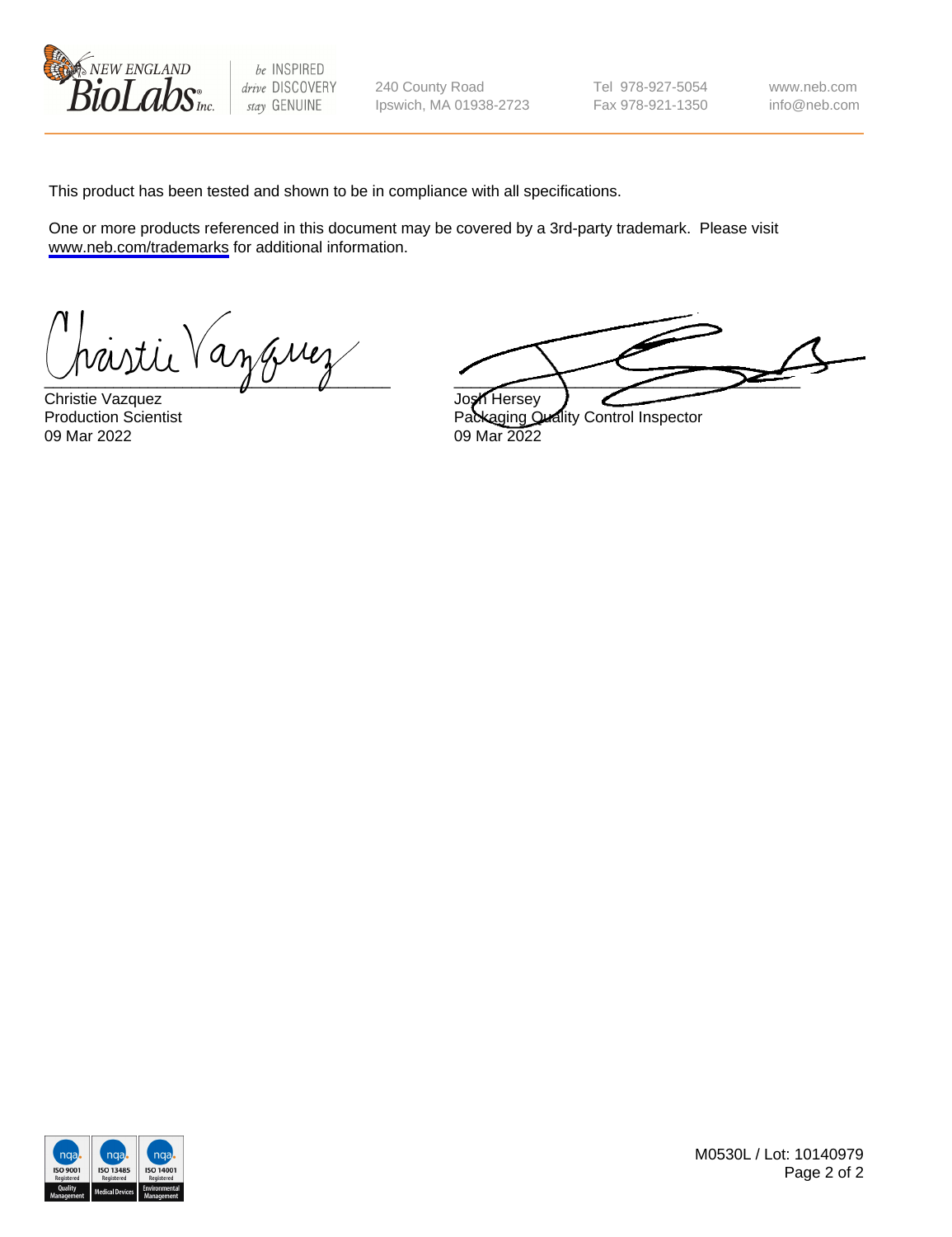This product has been tested and shown to be in compliance with all specifications.

One or more products referenced in this document may be covered by a 3rd-party trademark. Please visit www.neb.com/trademarks for additional information.

Christie Vazquez
Production Scientist
09 Mar 2022

Josh Hersey
Packaging Quality Control Inspector
09 Mar 2022

M0530L / Lot: 10140979